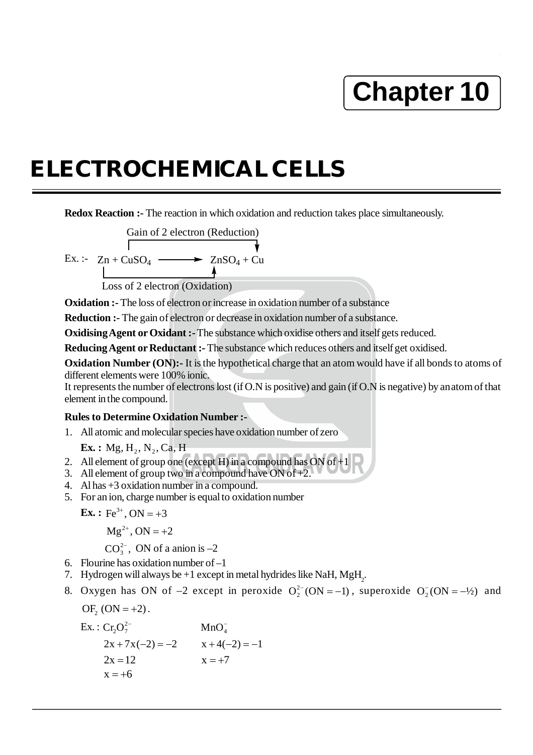# Chapter 10

# ELECTROCHEMICAL CELLS

**Redox Reaction :-** The reaction in which oxidation and reduction takes place simultaneously.

Gain of 2 electron (Reduction)

Ex. :- $Zn + CuSO_4 \longrightarrow ZnSO_4 + Cu$

Loss of 2 electron (Oxidation)

**Oxidation :-** The loss of electron or increase in oxidation number of a substance

**Reduction :-** The gain of electron or decrease in oxidation number of a substance.

**Oxidising Agent or Oxidant :-** The substance which oxidise others and itself gets reduced.

**Reducing Agent or Reductant :-** The substance which reduces others and itself get oxidised.

**Oxidation Number (ON):-** It is the hypothetical charge that an atom would have if all bonds to atoms of different elements were 100% ionic.

It represents the number of electrons lost (if O.N is positive) and gain (if O.N is negative) by an atom of that element in the compound.

**Rules to Determine Oxidation Number :-**

1. All atomic and molecular species have oxidation number of zero

   **Ex. :** $Mg, H_2, N_2, Ca, H$
2. All element of group one (except H) in a compound has ON of +1
3. All element of group two in a compound have ON of +2.
4. Al has +3 oxidation number in a compound.
5. For an ion, charge number is equal to oxidation number

   **Ex. :** $Fe^{3+}$, ON = +3

   $Mg^{2+}$, ON = +2

   $CO_3^{2-}$, ON of a anion is –2
6. Flourine has oxidation number of –1
7. Hydrogen will always be +1 except in metal hydrides like NaH, $MgH_2$.
8. Oxygen has ON of –2 except in peroxide $O_2^{2-}(ON = -1)$, superoxide $O_2^{-}(ON = -½)$ and $OF_2$ $(ON = +2)$.

   Ex. : $Cr_2O_7^{2-}$

   $2x + 7x(-2) = -2$

   $2x = 12$

   $x = +6$

   $MnO_4^{-}$

   $x + 4(-2) = -1$

   $x = +7$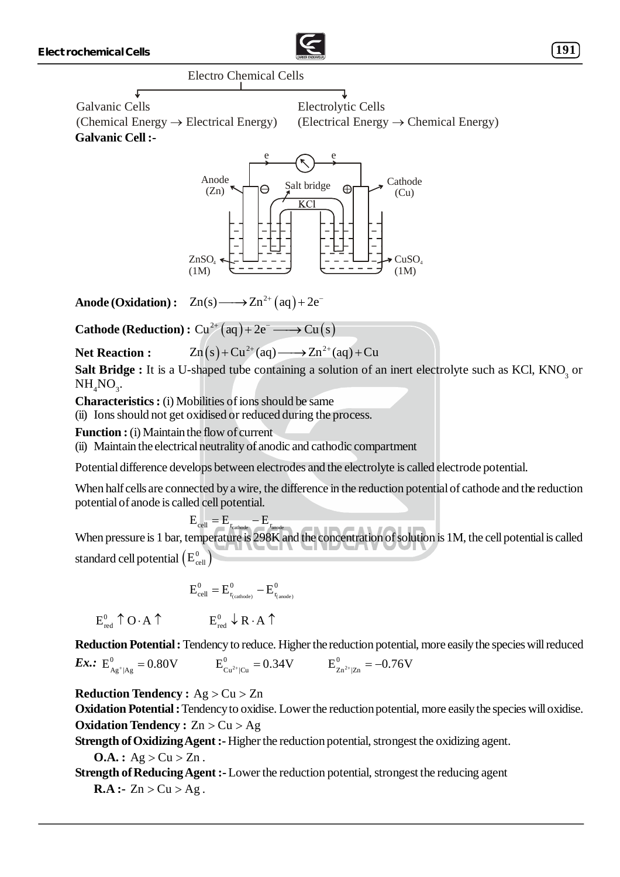Electro Chemical Cells

Galvanic Cells (Chemical Energy $\rightarrow$ Electrical Energy)

Electrolytic Cells (Electrical Energy $\rightarrow$ Chemical Energy)

**Galvanic Cell :-**

**Anode (Oxidation) :** $Zn(s) \longrightarrow Zn^{2+}(aq) + 2e^-$

**Cathode (Reduction) :** $Cu^{2+}(aq) + 2e^- \longrightarrow Cu(s)$

**Net Reaction :** $Zn(s) + Cu^{2+}(aq) \longrightarrow Zn^{2+}(aq) + Cu$

**Salt Bridge :** It is a U-shaped tube containing a solution of an inert electrolyte such as KCl, $KNO_3$ or $NH_4NO_3$.

**Characteristics :** (i) Mobilities of ions should be same

(ii) Ions should not get oxidised or reduced during the process.

**Function :** (i) Maintain the flow of current

(ii) Maintain the electrical neutrality of anodic and cathodic compartment

Potential difference develops between electrodes and the electrolyte is called electrode potential.

When half cells are connected by a wire, the difference in the reduction potential of cathode and the reduction potential of anode is called cell potential.

$$E_{cell} = E_{r_{cathode}} - E_{r_{anode}}$$

When pressure is 1 bar, temperature is 298K and the concentration of solution is 1M, the cell potential is called standard cell potential $\left(E^0_{cell}\right)$

$$E^0_{cell} = E^0_{r_{(cathode)}} - E^0_{r_{(anode)}}$$

$E^0_{red} \uparrow O \cdot A \uparrow$ $\qquad$ $E^0_{red} \downarrow R \cdot A \uparrow$

**Reduction Potential :** Tendency to reduce. Higher the reduction potential, more easily the species will reduced

***Ex.:*** $E^0_{Ag^+|Ag} = 0.80V$ $\qquad$ $E^0_{Cu^{2+}|Cu} = 0.34V$ $\qquad$ $E^0_{Zn^{2+}|Zn} = -0.76V$

**Reduction Tendency :** $Ag > Cu > Zn$

**Oxidation Potential :** Tendency to oxidise. Lower the reduction potential, more easily the species will oxidise.

**Oxidation Tendency :** $Zn > Cu > Ag$

**Strength of Oxidizing Agent :-** Higher the reduction potential, strongest the oxidizing agent.

**O.A. :** $Ag > Cu > Zn$.

**Strength of Reducing Agent :-** Lower the reduction potential, strongest the reducing agent

**R.A :-** $Zn > Cu > Ag$.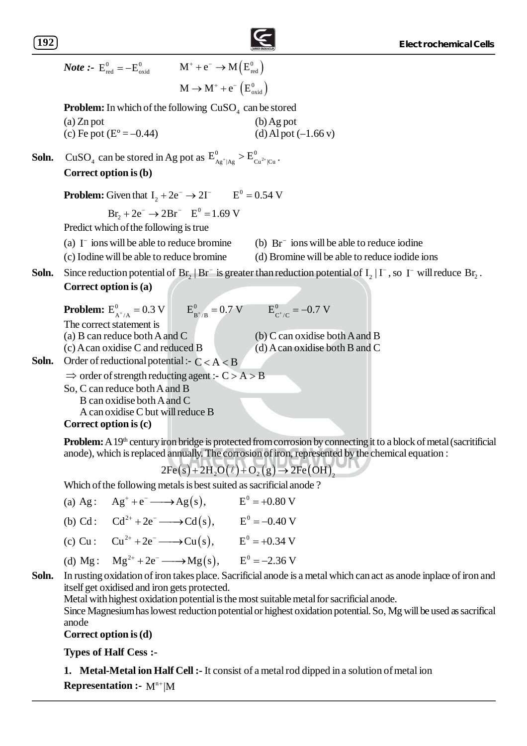***Note :-*** $E^0_{red} = -E^0_{oxid}$ $\quad M^+ + e^- \rightarrow M\left(E^0_{red}\right)$

$M \rightarrow M^+ + e^- \left(E^0_{oxid}\right)$

**Problem:** In which of the following $CuSO_4$ can be stored

(a) Zn pot (b) Ag pot

(c) Fe pot ($E^o = -0.44$) (d) Al pot (–1.66 v)

**Soln.** $CuSO_4$ can be stored in Ag pot as $E^0_{Ag^+|Ag} > E^0_{Cu^{2+}|Cu}$.

**Correct option is (b)**

**Problem:** Given that $I_2 + 2e^- \rightarrow 2I^-$ $\quad E^0 = 0.54\text{ V}$

$Br_2 + 2e^- \rightarrow 2Br^-$ $\quad E^0 = 1.69\text{ V}$

Predict which of the following is true

(a) $I^-$ ions will be able to reduce bromine (b) $Br^-$ ions will be able to reduce iodine

(c) Iodine will be able to reduce bromine (d) Bromine will be able to reduce iodide ions

**Soln.** Since reduction potential of $Br_2 | Br^-$ is greater than reduction potential of $I_2 | I^-$, so $I^-$ will reduce $Br_2$.

**Correct option is (a)**

**Problem:** $E^0_{A^+/A} = 0.3\text{ V}$ $\quad E^0_{B^+/B} = 0.7\text{ V}$ $\quad E^0_{C^+/C} = -0.7\text{ V}$

The correct statement is

(a) B can reduce both A and C (b) C can oxidise both A and B

(c) A can oxidise C and reduced B (d) A can oxidise both B and C

**Soln.** Order of reductional potential :- $C < A < B$

$\Rightarrow$ order of strength reducting agent :- $C > A > B$

So, C can reduce both A and B

B can oxidise both A and C

A can oxidise C but will reduce B

**Correct option is (c)**

**Problem:** A 19th century iron bridge is protected from corrosion by connecting it to a block of metal (sacritificial anode), which is replaced annually. The corrosion of iron, represented by the chemical equation :

$$2Fe(s) + 2H_2O(\ell) + O_2(g) \rightarrow 2Fe(OH)_2$$

Which of the following metals is best suited as sacrificial anode ?

(a) Ag : $\quad Ag^+ + e^- \longrightarrow Ag(s),$ $\quad E^0 = +0.80\text{ V}$

(b) Cd : $\quad Cd^{2+} + 2e^- \longrightarrow Cd(s),$ $\quad E^0 = -0.40\text{ V}$

(c) Cu : $\quad Cu^{2+} + 2e^- \longrightarrow Cu(s),$ $\quad E^0 = +0.34\text{ V}$

(d) Mg : $\quad Mg^{2+} + 2e^- \longrightarrow Mg(s),$ $\quad E^0 = -2.36\text{ V}$

**Soln.** In rusting oxidation of iron takes place. Sacrificial anode is a metal which can act as anode inplace of iron and itself get oxidised and iron gets protected.

Metal with highest oxidation potential is the most suitable metal for sacrificial anode.

Since Magnesium has lowest reduction potential or highest oxidation potential. So, Mg will be used as sacrifical anode

**Correct option is (d)**

**Types of Half Cess :-**

**1. Metal-Metal ion Half Cell :-** It consist of a metal rod dipped in a solution of metal ion

**Representation :-** $M^{n+}|M$